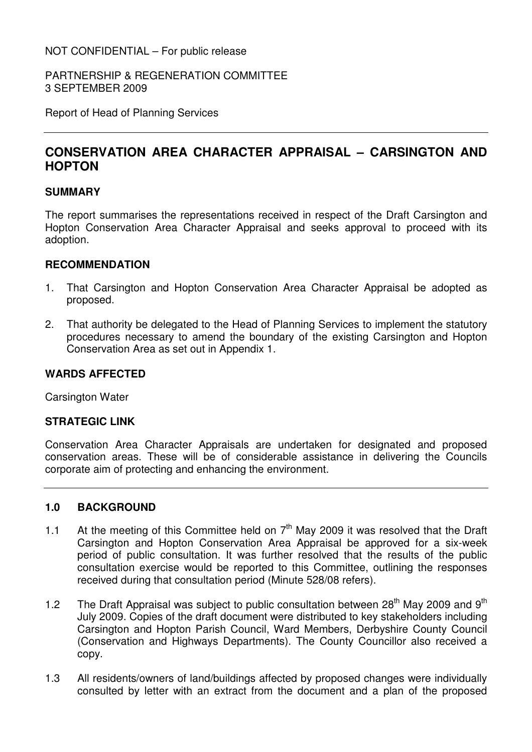NOT CONFIDENTIAL – For public release

PARTNERSHIP & REGENERATION COMMITTEE
3 SEPTEMBER 2009

Report of Head of Planning Services

# CONSERVATION AREA CHARACTER APPRAISAL – CARSINGTON AND HOPTON

## SUMMARY

The report summarises the representations received in respect of the Draft Carsington and Hopton Conservation Area Character Appraisal and seeks approval to proceed with its adoption.

## RECOMMENDATION

1. That Carsington and Hopton Conservation Area Character Appraisal be adopted as proposed.
2. That authority be delegated to the Head of Planning Services to implement the statutory procedures necessary to amend the boundary of the existing Carsington and Hopton Conservation Area as set out in Appendix 1.

## WARDS AFFECTED

Carsington Water

## STRATEGIC LINK

Conservation Area Character Appraisals are undertaken for designated and proposed conservation areas. These will be of considerable assistance in delivering the Councils corporate aim of protecting and enhancing the environment.

## 1.0 BACKGROUND

1.1 At the meeting of this Committee held on 7th May 2009 it was resolved that the Draft Carsington and Hopton Conservation Area Appraisal be approved for a six-week period of public consultation. It was further resolved that the results of the public consultation exercise would be reported to this Committee, outlining the responses received during that consultation period (Minute 528/08 refers).

1.2 The Draft Appraisal was subject to public consultation between 28th May 2009 and 9th July 2009. Copies of the draft document were distributed to key stakeholders including Carsington and Hopton Parish Council, Ward Members, Derbyshire County Council (Conservation and Highways Departments). The County Councillor also received a copy.

1.3 All residents/owners of land/buildings affected by proposed changes were individually consulted by letter with an extract from the document and a plan of the proposed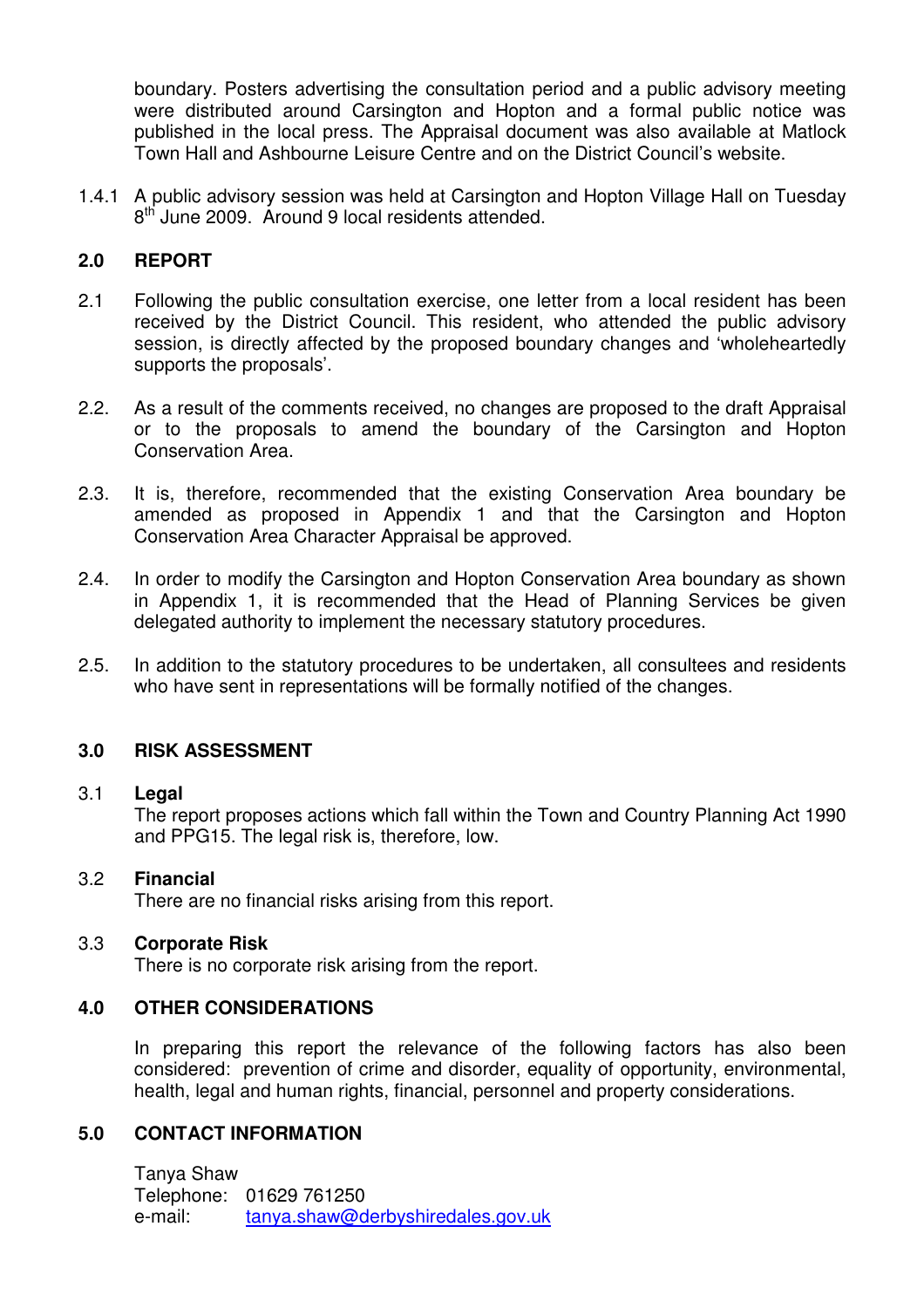boundary. Posters advertising the consultation period and a public advisory meeting were distributed around Carsington and Hopton and a formal public notice was published in the local press. The Appraisal document was also available at Matlock Town Hall and Ashbourne Leisure Centre and on the District Council's website.

1.4.1 A public advisory session was held at Carsington and Hopton Village Hall on Tuesday 8th June 2009. Around 9 local residents attended.

## 2.0 REPORT

2.1 Following the public consultation exercise, one letter from a local resident has been received by the District Council. This resident, who attended the public advisory session, is directly affected by the proposed boundary changes and 'wholeheartedly supports the proposals'.

2.2. As a result of the comments received, no changes are proposed to the draft Appraisal or to the proposals to amend the boundary of the Carsington and Hopton Conservation Area.

2.3. It is, therefore, recommended that the existing Conservation Area boundary be amended as proposed in Appendix 1 and that the Carsington and Hopton Conservation Area Character Appraisal be approved.

2.4. In order to modify the Carsington and Hopton Conservation Area boundary as shown in Appendix 1, it is recommended that the Head of Planning Services be given delegated authority to implement the necessary statutory procedures.

2.5. In addition to the statutory procedures to be undertaken, all consultees and residents who have sent in representations will be formally notified of the changes.

## 3.0 RISK ASSESSMENT

### 3.1 Legal

The report proposes actions which fall within the Town and Country Planning Act 1990 and PPG15. The legal risk is, therefore, low.

### 3.2 Financial

There are no financial risks arising from this report.

### 3.3 Corporate Risk

There is no corporate risk arising from the report.

## 4.0 OTHER CONSIDERATIONS

In preparing this report the relevance of the following factors has also been considered: prevention of crime and disorder, equality of opportunity, environmental, health, legal and human rights, financial, personnel and property considerations.

## 5.0 CONTACT INFORMATION

Tanya Shaw
Telephone: 01629 761250
e-mail: tanya.shaw@derbyshiredales.gov.uk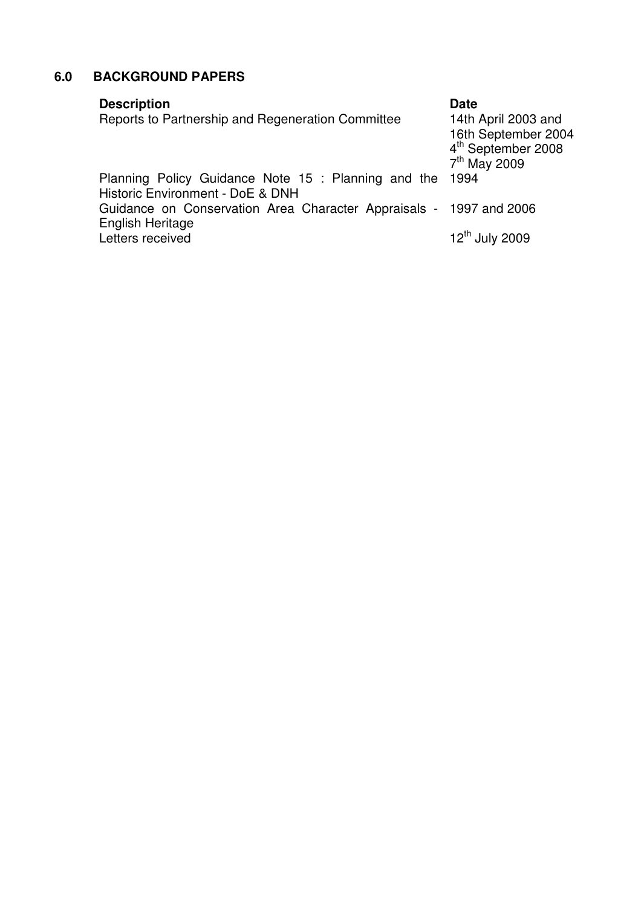## 6.0 BACKGROUND PAPERS

| Description | Date |
| --- | --- |
| Reports to Partnership and Regeneration Committee | 14th April 2003 and<br>16th September 2004<br>4th September 2008<br>7th May 2009 |
| Planning Policy Guidance Note 15 : Planning and the Historic Environment - DoE & DNH | 1994 |
| Guidance on Conservation Area Character Appraisals - English Heritage | 1997 and 2006 |
| Letters received | 12th July 2009 |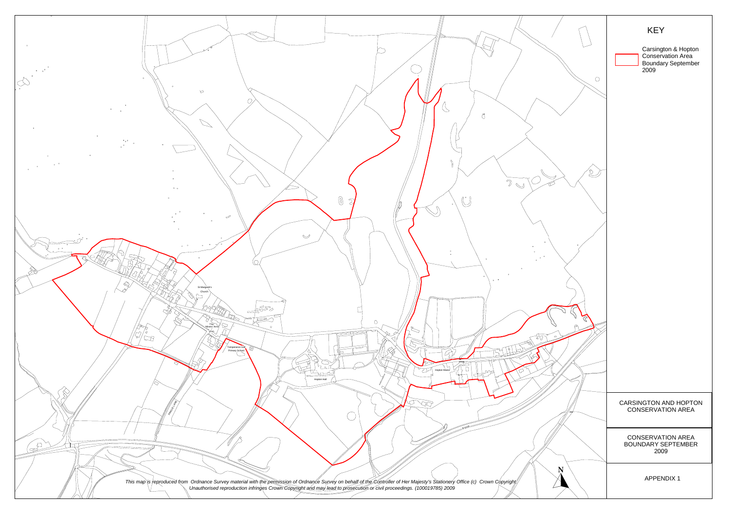# KEY

Carsington & Hopton Conservation Area Boundary September 2009

St Margaret's Church

The Miners' Arms (PH)

Temperance Hall Primary School

Hopton Hall

Hopton Manor

PIKEHALL LANE

B5035

N

*This map is reproduced from Ordnance Survey material with the permission of Ordnance Survey on behalf of the Controller of Her Majesty's Stationery Office (c) Crown Copyright. Unauthorised reproduction infringes Crown Copyright and may lead to prosecution or civil proceedings. (100019785) 2009*

## CARSINGTON AND HOPTON CONSERVATION AREA

## CONSERVATION AREA BOUNDARY SEPTEMBER 2009

## APPENDIX 1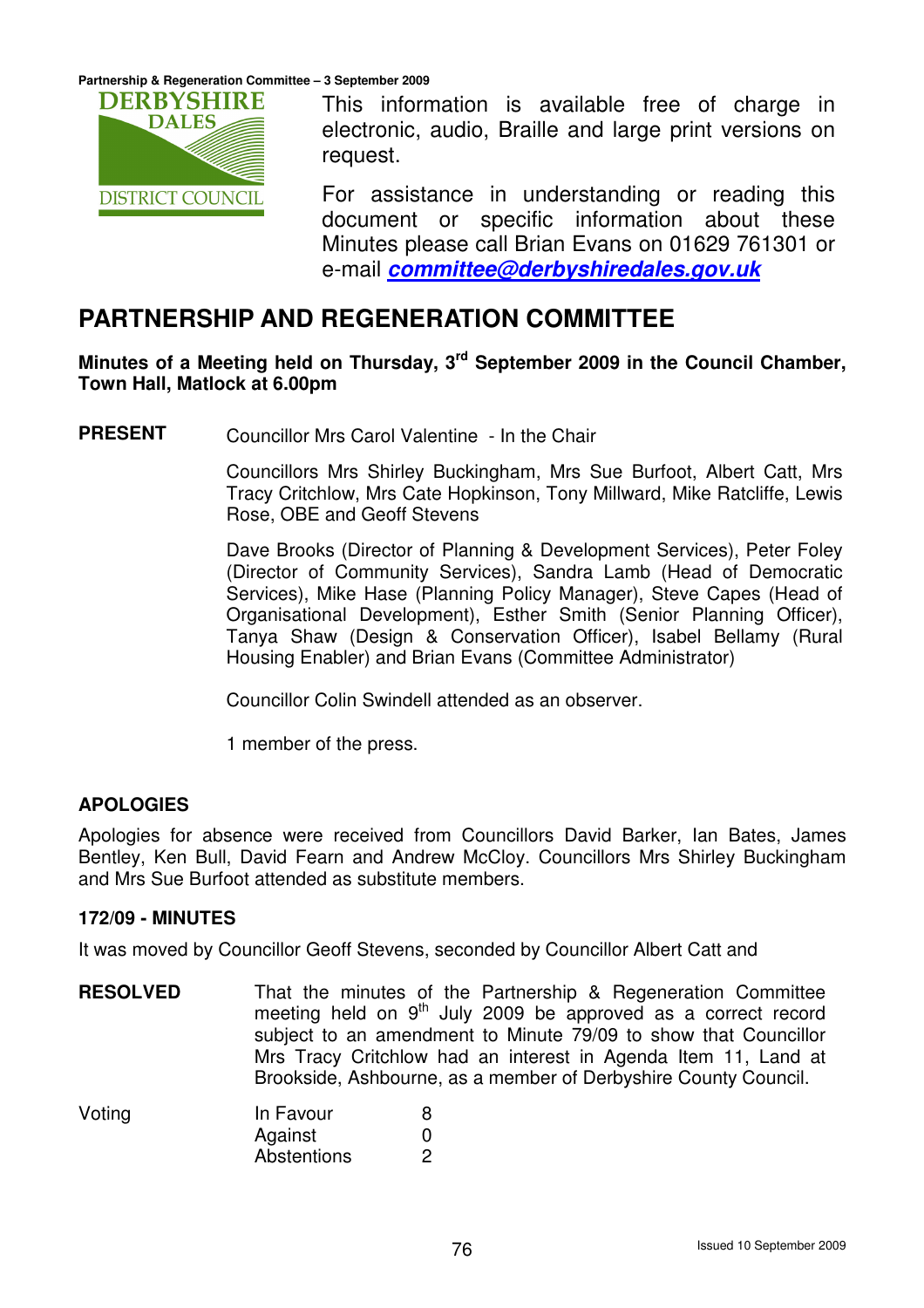This information is available free of charge in electronic, audio, Braille and large print versions on request.

For assistance in understanding or reading this document or specific information about these Minutes please call Brian Evans on 01629 761301 or e-mail ***committee@derbyshiredales.gov.uk***

# PARTNERSHIP AND REGENERATION COMMITTEE

**Minutes of a Meeting held on Thursday, 3rd September 2009 in the Council Chamber, Town Hall, Matlock at 6.00pm**

**PRESENT** Councillor Mrs Carol Valentine - In the Chair

Councillors Mrs Shirley Buckingham, Mrs Sue Burfoot, Albert Catt, Mrs Tracy Critchlow, Mrs Cate Hopkinson, Tony Millward, Mike Ratcliffe, Lewis Rose, OBE and Geoff Stevens

Dave Brooks (Director of Planning & Development Services), Peter Foley (Director of Community Services), Sandra Lamb (Head of Democratic Services), Mike Hase (Planning Policy Manager), Steve Capes (Head of Organisational Development), Esther Smith (Senior Planning Officer), Tanya Shaw (Design & Conservation Officer), Isabel Bellamy (Rural Housing Enabler) and Brian Evans (Committee Administrator)

Councillor Colin Swindell attended as an observer.

1 member of the press.

## APOLOGIES

Apologies for absence were received from Councillors David Barker, Ian Bates, James Bentley, Ken Bull, David Fearn and Andrew McCloy. Councillors Mrs Shirley Buckingham and Mrs Sue Burfoot attended as substitute members.

### 172/09 - MINUTES

It was moved by Councillor Geoff Stevens, seconded by Councillor Albert Catt and

**RESOLVED** That the minutes of the Partnership & Regeneration Committee meeting held on 9th July 2009 be approved as a correct record subject to an amendment to Minute 79/09 to show that Councillor Mrs Tracy Critchlow had an interest in Agenda Item 11, Land at Brookside, Ashbourne, as a member of Derbyshire County Council.

| Voting | | |
|---|---|---|
| | In Favour | 8 |
| | Against | 0 |
| | Abstentions | 2 |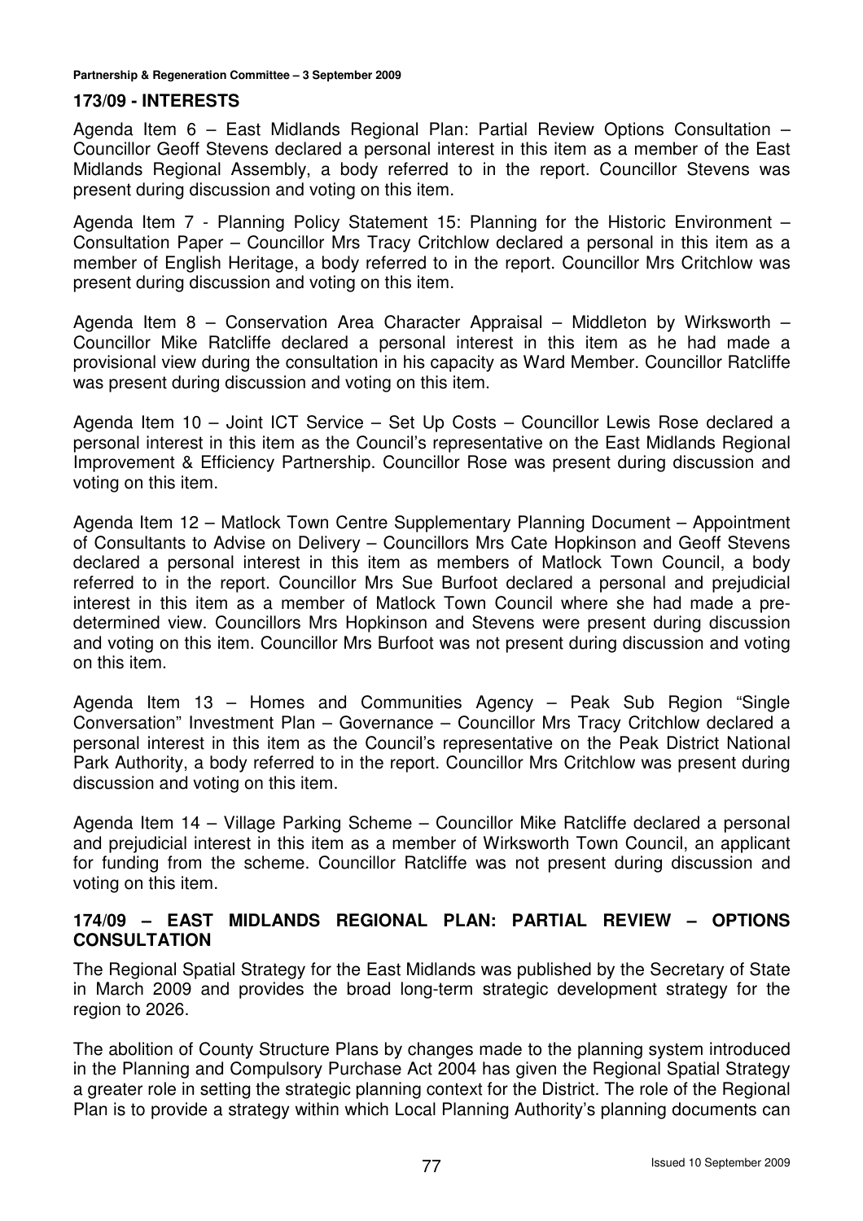## 173/09 - INTERESTS

Agenda Item 6 – East Midlands Regional Plan: Partial Review Options Consultation – Councillor Geoff Stevens declared a personal interest in this item as a member of the East Midlands Regional Assembly, a body referred to in the report. Councillor Stevens was present during discussion and voting on this item.

Agenda Item 7 - Planning Policy Statement 15: Planning for the Historic Environment – Consultation Paper – Councillor Mrs Tracy Critchlow declared a personal in this item as a member of English Heritage, a body referred to in the report. Councillor Mrs Critchlow was present during discussion and voting on this item.

Agenda Item 8 – Conservation Area Character Appraisal – Middleton by Wirksworth – Councillor Mike Ratcliffe declared a personal interest in this item as he had made a provisional view during the consultation in his capacity as Ward Member. Councillor Ratcliffe was present during discussion and voting on this item.

Agenda Item 10 – Joint ICT Service – Set Up Costs – Councillor Lewis Rose declared a personal interest in this item as the Council's representative on the East Midlands Regional Improvement & Efficiency Partnership. Councillor Rose was present during discussion and voting on this item.

Agenda Item 12 – Matlock Town Centre Supplementary Planning Document – Appointment of Consultants to Advise on Delivery – Councillors Mrs Cate Hopkinson and Geoff Stevens declared a personal interest in this item as members of Matlock Town Council, a body referred to in the report. Councillor Mrs Sue Burfoot declared a personal and prejudicial interest in this item as a member of Matlock Town Council where she had made a pre-determined view. Councillors Mrs Hopkinson and Stevens were present during discussion and voting on this item. Councillor Mrs Burfoot was not present during discussion and voting on this item.

Agenda Item 13 – Homes and Communities Agency – Peak Sub Region "Single Conversation" Investment Plan – Governance – Councillor Mrs Tracy Critchlow declared a personal interest in this item as the Council's representative on the Peak District National Park Authority, a body referred to in the report. Councillor Mrs Critchlow was present during discussion and voting on this item.

Agenda Item 14 – Village Parking Scheme – Councillor Mike Ratcliffe declared a personal and prejudicial interest in this item as a member of Wirksworth Town Council, an applicant for funding from the scheme. Councillor Ratcliffe was not present during discussion and voting on this item.

## 174/09 – EAST MIDLANDS REGIONAL PLAN: PARTIAL REVIEW – OPTIONS CONSULTATION

The Regional Spatial Strategy for the East Midlands was published by the Secretary of State in March 2009 and provides the broad long-term strategic development strategy for the region to 2026.

The abolition of County Structure Plans by changes made to the planning system introduced in the Planning and Compulsory Purchase Act 2004 has given the Regional Spatial Strategy a greater role in setting the strategic planning context for the District. The role of the Regional Plan is to provide a strategy within which Local Planning Authority's planning documents can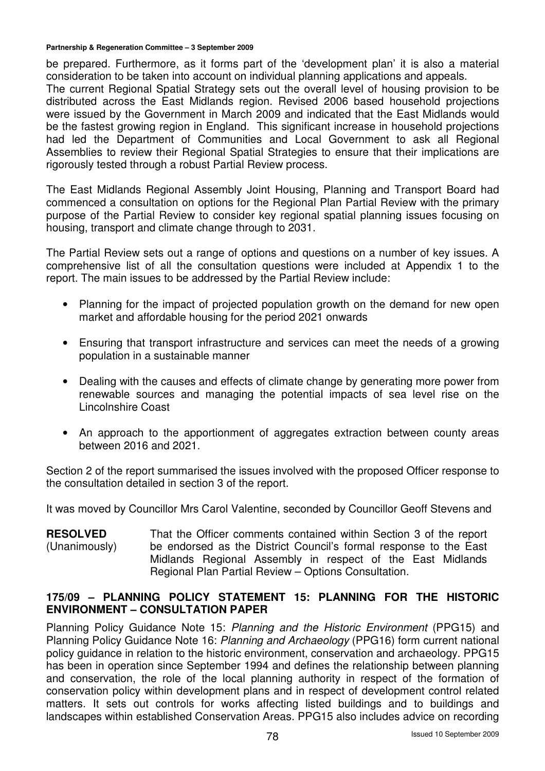be prepared. Furthermore, as it forms part of the 'development plan' it is also a material consideration to be taken into account on individual planning applications and appeals.
The current Regional Spatial Strategy sets out the overall level of housing provision to be distributed across the East Midlands region. Revised 2006 based household projections were issued by the Government in March 2009 and indicated that the East Midlands would be the fastest growing region in England. This significant increase in household projections had led the Department of Communities and Local Government to ask all Regional Assemblies to review their Regional Spatial Strategies to ensure that their implications are rigorously tested through a robust Partial Review process.

The East Midlands Regional Assembly Joint Housing, Planning and Transport Board had commenced a consultation on options for the Regional Plan Partial Review with the primary purpose of the Partial Review to consider key regional spatial planning issues focusing on housing, transport and climate change through to 2031.

The Partial Review sets out a range of options and questions on a number of key issues. A comprehensive list of all the consultation questions were included at Appendix 1 to the report. The main issues to be addressed by the Partial Review include:

- Planning for the impact of projected population growth on the demand for new open market and affordable housing for the period 2021 onwards
- Ensuring that transport infrastructure and services can meet the needs of a growing population in a sustainable manner
- Dealing with the causes and effects of climate change by generating more power from renewable sources and managing the potential impacts of sea level rise on the Lincolnshire Coast
- An approach to the apportionment of aggregates extraction between county areas between 2016 and 2021.

Section 2 of the report summarised the issues involved with the proposed Officer response to the consultation detailed in section 3 of the report.

It was moved by Councillor Mrs Carol Valentine, seconded by Councillor Geoff Stevens and

**RESOLVED** (Unanimously) That the Officer comments contained within Section 3 of the report be endorsed as the District Council's formal response to the East Midlands Regional Assembly in respect of the East Midlands Regional Plan Partial Review – Options Consultation.

## 175/09 – PLANNING POLICY STATEMENT 15: PLANNING FOR THE HISTORIC ENVIRONMENT – CONSULTATION PAPER

Planning Policy Guidance Note 15: *Planning and the Historic Environment* (PPG15) and Planning Policy Guidance Note 16: *Planning and Archaeology* (PPG16) form current national policy guidance in relation to the historic environment, conservation and archaeology. PPG15 has been in operation since September 1994 and defines the relationship between planning and conservation, the role of the local planning authority in respect of the formation of conservation policy within development plans and in respect of development control related matters. It sets out controls for works affecting listed buildings and to buildings and landscapes within established Conservation Areas. PPG15 also includes advice on recording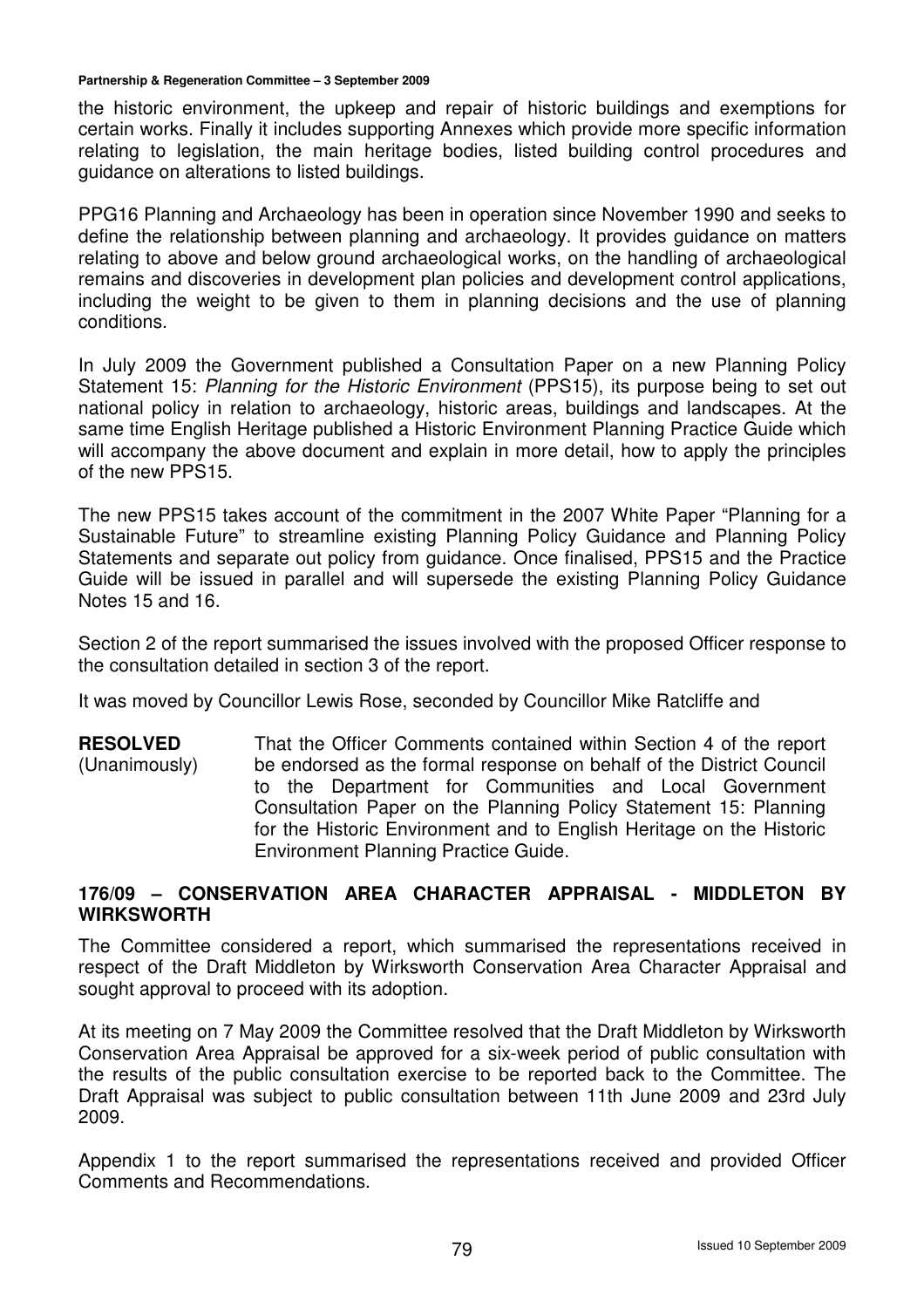the historic environment, the upkeep and repair of historic buildings and exemptions for certain works. Finally it includes supporting Annexes which provide more specific information relating to legislation, the main heritage bodies, listed building control procedures and guidance on alterations to listed buildings.

PPG16 Planning and Archaeology has been in operation since November 1990 and seeks to define the relationship between planning and archaeology. It provides guidance on matters relating to above and below ground archaeological works, on the handling of archaeological remains and discoveries in development plan policies and development control applications, including the weight to be given to them in planning decisions and the use of planning conditions.

In July 2009 the Government published a Consultation Paper on a new Planning Policy Statement 15: *Planning for the Historic Environment* (PPS15), its purpose being to set out national policy in relation to archaeology, historic areas, buildings and landscapes. At the same time English Heritage published a Historic Environment Planning Practice Guide which will accompany the above document and explain in more detail, how to apply the principles of the new PPS15.

The new PPS15 takes account of the commitment in the 2007 White Paper "Planning for a Sustainable Future" to streamline existing Planning Policy Guidance and Planning Policy Statements and separate out policy from guidance. Once finalised, PPS15 and the Practice Guide will be issued in parallel and will supersede the existing Planning Policy Guidance Notes 15 and 16.

Section 2 of the report summarised the issues involved with the proposed Officer response to the consultation detailed in section 3 of the report.

It was moved by Councillor Lewis Rose, seconded by Councillor Mike Ratcliffe and

**RESOLVED** (Unanimously) That the Officer Comments contained within Section 4 of the report be endorsed as the formal response on behalf of the District Council to the Department for Communities and Local Government Consultation Paper on the Planning Policy Statement 15: Planning for the Historic Environment and to English Heritage on the Historic Environment Planning Practice Guide.

## 176/09 – CONSERVATION AREA CHARACTER APPRAISAL - MIDDLETON BY WIRKSWORTH

The Committee considered a report, which summarised the representations received in respect of the Draft Middleton by Wirksworth Conservation Area Character Appraisal and sought approval to proceed with its adoption.

At its meeting on 7 May 2009 the Committee resolved that the Draft Middleton by Wirksworth Conservation Area Appraisal be approved for a six-week period of public consultation with the results of the public consultation exercise to be reported back to the Committee. The Draft Appraisal was subject to public consultation between 11th June 2009 and 23rd July 2009.

Appendix 1 to the report summarised the representations received and provided Officer Comments and Recommendations.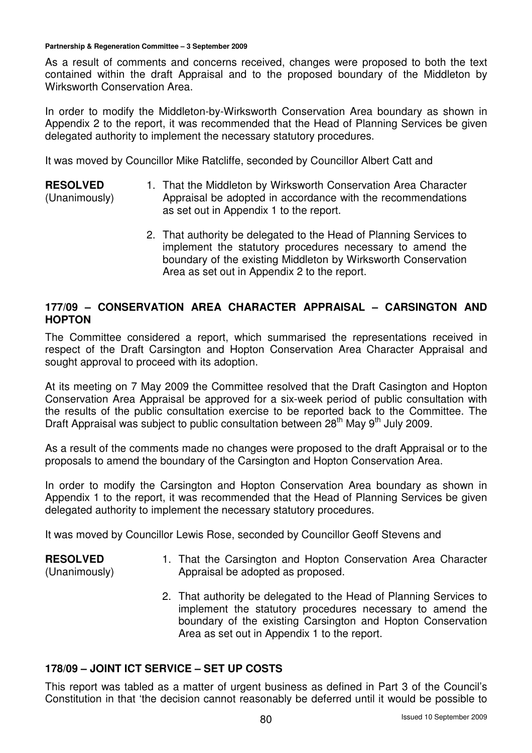As a result of comments and concerns received, changes were proposed to both the text contained within the draft Appraisal and to the proposed boundary of the Middleton by Wirksworth Conservation Area.

In order to modify the Middleton-by-Wirksworth Conservation Area boundary as shown in Appendix 2 to the report, it was recommended that the Head of Planning Services be given delegated authority to implement the necessary statutory procedures.

It was moved by Councillor Mike Ratcliffe, seconded by Councillor Albert Catt and

**RESOLVED** (Unanimously)

1. That the Middleton by Wirksworth Conservation Area Character Appraisal be adopted in accordance with the recommendations as set out in Appendix 1 to the report.
2. That authority be delegated to the Head of Planning Services to implement the statutory procedures necessary to amend the boundary of the existing Middleton by Wirksworth Conservation Area as set out in Appendix 2 to the report.

## 177/09 – CONSERVATION AREA CHARACTER APPRAISAL – CARSINGTON AND HOPTON

The Committee considered a report, which summarised the representations received in respect of the Draft Carsington and Hopton Conservation Area Character Appraisal and sought approval to proceed with its adoption.

At its meeting on 7 May 2009 the Committee resolved that the Draft Casington and Hopton Conservation Area Appraisal be approved for a six-week period of public consultation with the results of the public consultation exercise to be reported back to the Committee. The Draft Appraisal was subject to public consultation between 28th May 9th July 2009.

As a result of the comments made no changes were proposed to the draft Appraisal or to the proposals to amend the boundary of the Carsington and Hopton Conservation Area.

In order to modify the Carsington and Hopton Conservation Area boundary as shown in Appendix 1 to the report, it was recommended that the Head of Planning Services be given delegated authority to implement the necessary statutory procedures.

It was moved by Councillor Lewis Rose, seconded by Councillor Geoff Stevens and

**RESOLVED** (Unanimously)

1. That the Carsington and Hopton Conservation Area Character Appraisal be adopted as proposed.
2. That authority be delegated to the Head of Planning Services to implement the statutory procedures necessary to amend the boundary of the existing Carsington and Hopton Conservation Area as set out in Appendix 1 to the report.

## 178/09 – JOINT ICT SERVICE – SET UP COSTS

This report was tabled as a matter of urgent business as defined in Part 3 of the Council's Constitution in that 'the decision cannot reasonably be deferred until it would be possible to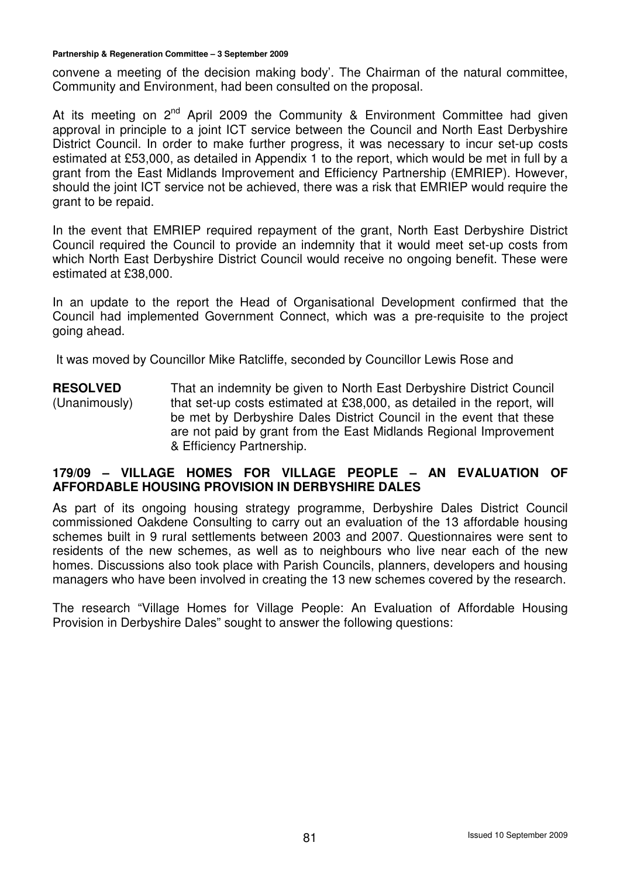convene a meeting of the decision making body'. The Chairman of the natural committee, Community and Environment, had been consulted on the proposal.

At its meeting on 2nd April 2009 the Community & Environment Committee had given approval in principle to a joint ICT service between the Council and North East Derbyshire District Council. In order to make further progress, it was necessary to incur set-up costs estimated at £53,000, as detailed in Appendix 1 to the report, which would be met in full by a grant from the East Midlands Improvement and Efficiency Partnership (EMRIEP). However, should the joint ICT service not be achieved, there was a risk that EMRIEP would require the grant to be repaid.

In the event that EMRIEP required repayment of the grant, North East Derbyshire District Council required the Council to provide an indemnity that it would meet set-up costs from which North East Derbyshire District Council would receive no ongoing benefit. These were estimated at £38,000.

In an update to the report the Head of Organisational Development confirmed that the Council had implemented Government Connect, which was a pre-requisite to the project going ahead.

It was moved by Councillor Mike Ratcliffe, seconded by Councillor Lewis Rose and

**RESOLVED** (Unanimously) That an indemnity be given to North East Derbyshire District Council that set-up costs estimated at £38,000, as detailed in the report, will be met by Derbyshire Dales District Council in the event that these are not paid by grant from the East Midlands Regional Improvement & Efficiency Partnership.

## 179/09 – VILLAGE HOMES FOR VILLAGE PEOPLE – AN EVALUATION OF AFFORDABLE HOUSING PROVISION IN DERBYSHIRE DALES

As part of its ongoing housing strategy programme, Derbyshire Dales District Council commissioned Oakdene Consulting to carry out an evaluation of the 13 affordable housing schemes built in 9 rural settlements between 2003 and 2007. Questionnaires were sent to residents of the new schemes, as well as to neighbours who live near each of the new homes. Discussions also took place with Parish Councils, planners, developers and housing managers who have been involved in creating the 13 new schemes covered by the research.

The research "Village Homes for Village People: An Evaluation of Affordable Housing Provision in Derbyshire Dales" sought to answer the following questions: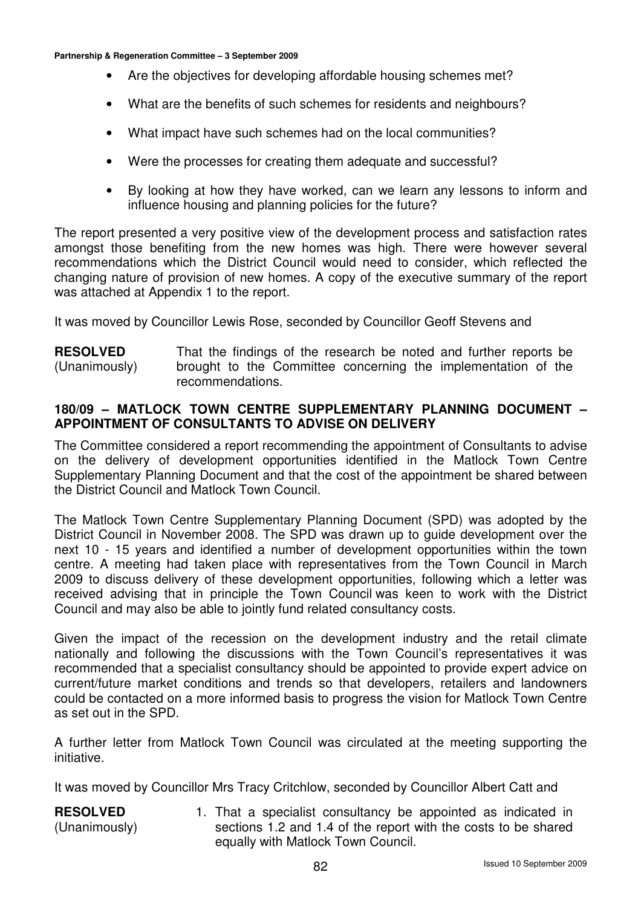- Are the objectives for developing affordable housing schemes met?
- What are the benefits of such schemes for residents and neighbours?
- What impact have such schemes had on the local communities?
- Were the processes for creating them adequate and successful?
- By looking at how they have worked, can we learn any lessons to inform and influence housing and planning policies for the future?

The report presented a very positive view of the development process and satisfaction rates amongst those benefiting from the new homes was high. There were however several recommendations which the District Council would need to consider, which reflected the changing nature of provision of new homes. A copy of the executive summary of the report was attached at Appendix 1 to the report.

It was moved by Councillor Lewis Rose, seconded by Councillor Geoff Stevens and

**RESOLVED** (Unanimously) That the findings of the research be noted and further reports be brought to the Committee concerning the implementation of the recommendations.

**180/09 – MATLOCK TOWN CENTRE SUPPLEMENTARY PLANNING DOCUMENT – APPOINTMENT OF CONSULTANTS TO ADVISE ON DELIVERY**

The Committee considered a report recommending the appointment of Consultants to advise on the delivery of development opportunities identified in the Matlock Town Centre Supplementary Planning Document and that the cost of the appointment be shared between the District Council and Matlock Town Council.

The Matlock Town Centre Supplementary Planning Document (SPD) was adopted by the District Council in November 2008. The SPD was drawn up to guide development over the next 10 - 15 years and identified a number of development opportunities within the town centre. A meeting had taken place with representatives from the Town Council in March 2009 to discuss delivery of these development opportunities, following which a letter was received advising that in principle the Town Council was keen to work with the District Council and may also be able to jointly fund related consultancy costs.

Given the impact of the recession on the development industry and the retail climate nationally and following the discussions with the Town Council's representatives it was recommended that a specialist consultancy should be appointed to provide expert advice on current/future market conditions and trends so that developers, retailers and landowners could be contacted on a more informed basis to progress the vision for Matlock Town Centre as set out in the SPD.

A further letter from Matlock Town Council was circulated at the meeting supporting the initiative.

It was moved by Councillor Mrs Tracy Critchlow, seconded by Councillor Albert Catt and

**RESOLVED** (Unanimously)

1. That a specialist consultancy be appointed as indicated in sections 1.2 and 1.4 of the report with the costs to be shared equally with Matlock Town Council.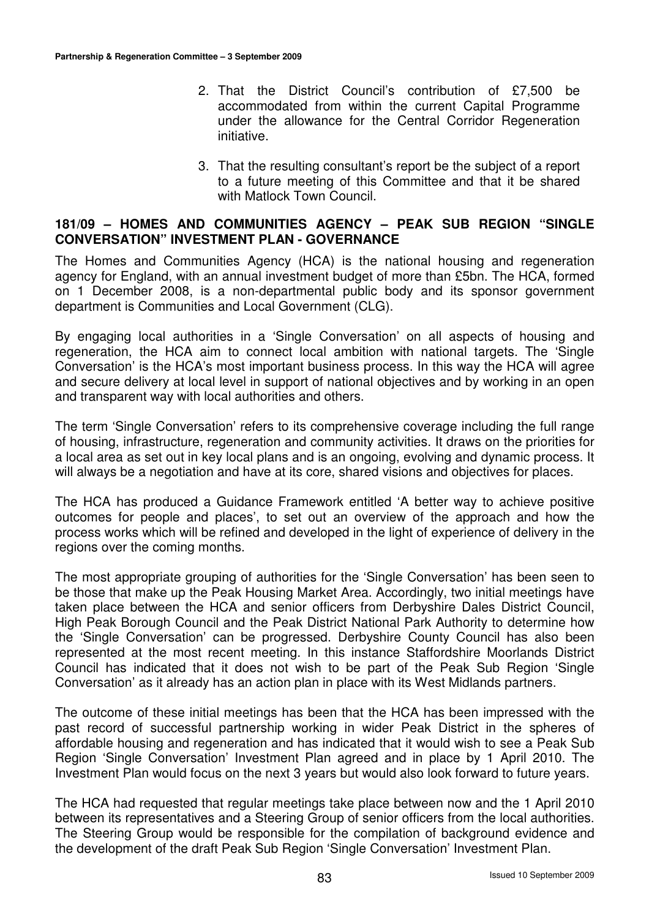2. That the District Council's contribution of £7,500 be accommodated from within the current Capital Programme under the allowance for the Central Corridor Regeneration initiative.

3. That the resulting consultant's report be the subject of a report to a future meeting of this Committee and that it be shared with Matlock Town Council.

**181/09 – HOMES AND COMMUNITIES AGENCY – PEAK SUB REGION "SINGLE CONVERSATION" INVESTMENT PLAN - GOVERNANCE**

The Homes and Communities Agency (HCA) is the national housing and regeneration agency for England, with an annual investment budget of more than £5bn. The HCA, formed on 1 December 2008, is a non-departmental public body and its sponsor government department is Communities and Local Government (CLG).

By engaging local authorities in a 'Single Conversation' on all aspects of housing and regeneration, the HCA aim to connect local ambition with national targets. The 'Single Conversation' is the HCA's most important business process. In this way the HCA will agree and secure delivery at local level in support of national objectives and by working in an open and transparent way with local authorities and others.

The term 'Single Conversation' refers to its comprehensive coverage including the full range of housing, infrastructure, regeneration and community activities. It draws on the priorities for a local area as set out in key local plans and is an ongoing, evolving and dynamic process. It will always be a negotiation and have at its core, shared visions and objectives for places.

The HCA has produced a Guidance Framework entitled 'A better way to achieve positive outcomes for people and places', to set out an overview of the approach and how the process works which will be refined and developed in the light of experience of delivery in the regions over the coming months.

The most appropriate grouping of authorities for the 'Single Conversation' has been seen to be those that make up the Peak Housing Market Area. Accordingly, two initial meetings have taken place between the HCA and senior officers from Derbyshire Dales District Council, High Peak Borough Council and the Peak District National Park Authority to determine how the 'Single Conversation' can be progressed. Derbyshire County Council has also been represented at the most recent meeting. In this instance Staffordshire Moorlands District Council has indicated that it does not wish to be part of the Peak Sub Region 'Single Conversation' as it already has an action plan in place with its West Midlands partners.

The outcome of these initial meetings has been that the HCA has been impressed with the past record of successful partnership working in wider Peak District in the spheres of affordable housing and regeneration and has indicated that it would wish to see a Peak Sub Region 'Single Conversation' Investment Plan agreed and in place by 1 April 2010. The Investment Plan would focus on the next 3 years but would also look forward to future years.

The HCA had requested that regular meetings take place between now and the 1 April 2010 between its representatives and a Steering Group of senior officers from the local authorities. The Steering Group would be responsible for the compilation of background evidence and the development of the draft Peak Sub Region 'Single Conversation' Investment Plan.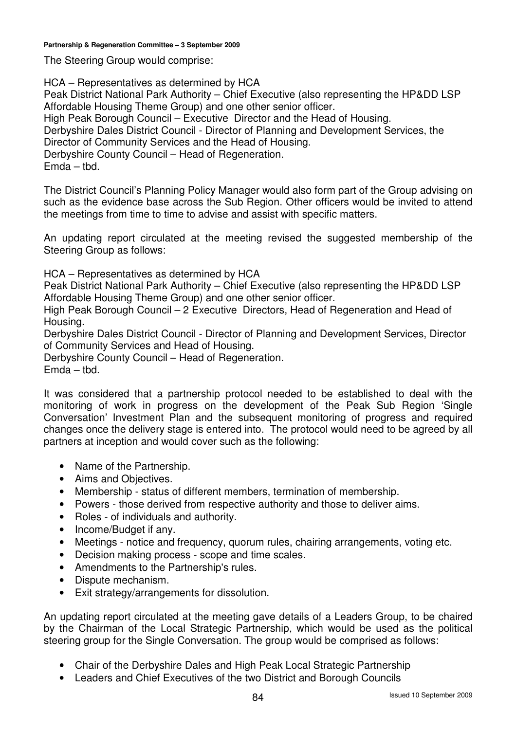The Steering Group would comprise:

HCA – Representatives as determined by HCA
Peak District National Park Authority – Chief Executive (also representing the HP&DD LSP Affordable Housing Theme Group) and one other senior officer.
High Peak Borough Council – Executive Director and the Head of Housing.
Derbyshire Dales District Council - Director of Planning and Development Services, the Director of Community Services and the Head of Housing.
Derbyshire County Council – Head of Regeneration.
Emda – tbd.

The District Council's Planning Policy Manager would also form part of the Group advising on such as the evidence base across the Sub Region. Other officers would be invited to attend the meetings from time to time to advise and assist with specific matters.

An updating report circulated at the meeting revised the suggested membership of the Steering Group as follows:

HCA – Representatives as determined by HCA
Peak District National Park Authority – Chief Executive (also representing the HP&DD LSP Affordable Housing Theme Group) and one other senior officer.
High Peak Borough Council – 2 Executive Directors, Head of Regeneration and Head of Housing.
Derbyshire Dales District Council - Director of Planning and Development Services, Director of Community Services and Head of Housing.
Derbyshire County Council – Head of Regeneration.
Emda – tbd.

It was considered that a partnership protocol needed to be established to deal with the monitoring of work in progress on the development of the Peak Sub Region 'Single Conversation' Investment Plan and the subsequent monitoring of progress and required changes once the delivery stage is entered into. The protocol would need to be agreed by all partners at inception and would cover such as the following:

- Name of the Partnership.
- Aims and Objectives.
- Membership - status of different members, termination of membership.
- Powers - those derived from respective authority and those to deliver aims.
- Roles - of individuals and authority.
- Income/Budget if any.
- Meetings - notice and frequency, quorum rules, chairing arrangements, voting etc.
- Decision making process - scope and time scales.
- Amendments to the Partnership's rules.
- Dispute mechanism.
- Exit strategy/arrangements for dissolution.

An updating report circulated at the meeting gave details of a Leaders Group, to be chaired by the Chairman of the Local Strategic Partnership, which would be used as the political steering group for the Single Conversation. The group would be comprised as follows:

- Chair of the Derbyshire Dales and High Peak Local Strategic Partnership
- Leaders and Chief Executives of the two District and Borough Councils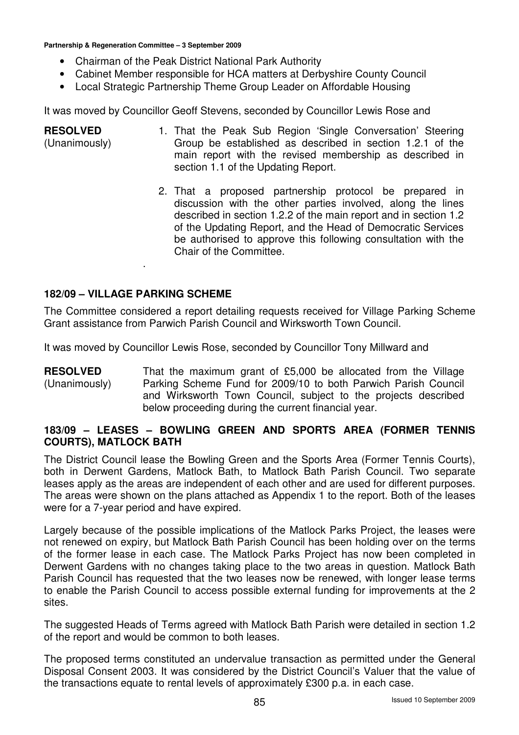- Chairman of the Peak District National Park Authority
- Cabinet Member responsible for HCA matters at Derbyshire County Council
- Local Strategic Partnership Theme Group Leader on Affordable Housing

It was moved by Councillor Geoff Stevens, seconded by Councillor Lewis Rose and

**RESOLVED** (Unanimously)

1. That the Peak Sub Region 'Single Conversation' Steering Group be established as described in section 1.2.1 of the main report with the revised membership as described in section 1.1 of the Updating Report.

2. That a proposed partnership protocol be prepared in discussion with the other parties involved, along the lines described in section 1.2.2 of the main report and in section 1.2 of the Updating Report, and the Head of Democratic Services be authorised to approve this following consultation with the Chair of the Committee.

### 182/09 – VILLAGE PARKING SCHEME

The Committee considered a report detailing requests received for Village Parking Scheme Grant assistance from Parwich Parish Council and Wirksworth Town Council.

It was moved by Councillor Lewis Rose, seconded by Councillor Tony Millward and

**RESOLVED** (Unanimously)

That the maximum grant of £5,000 be allocated from the Village Parking Scheme Fund for 2009/10 to both Parwich Parish Council and Wirksworth Town Council, subject to the projects described below proceeding during the current financial year.

### 183/09 – LEASES – BOWLING GREEN AND SPORTS AREA (FORMER TENNIS COURTS), MATLOCK BATH

The District Council lease the Bowling Green and the Sports Area (Former Tennis Courts), both in Derwent Gardens, Matlock Bath, to Matlock Bath Parish Council. Two separate leases apply as the areas are independent of each other and are used for different purposes. The areas were shown on the plans attached as Appendix 1 to the report. Both of the leases were for a 7-year period and have expired.

Largely because of the possible implications of the Matlock Parks Project, the leases were not renewed on expiry, but Matlock Bath Parish Council has been holding over on the terms of the former lease in each case. The Matlock Parks Project has now been completed in Derwent Gardens with no changes taking place to the two areas in question. Matlock Bath Parish Council has requested that the two leases now be renewed, with longer lease terms to enable the Parish Council to access possible external funding for improvements at the 2 sites.

The suggested Heads of Terms agreed with Matlock Bath Parish were detailed in section 1.2 of the report and would be common to both leases.

The proposed terms constituted an undervalue transaction as permitted under the General Disposal Consent 2003. It was considered by the District Council's Valuer that the value of the transactions equate to rental levels of approximately £300 p.a. in each case.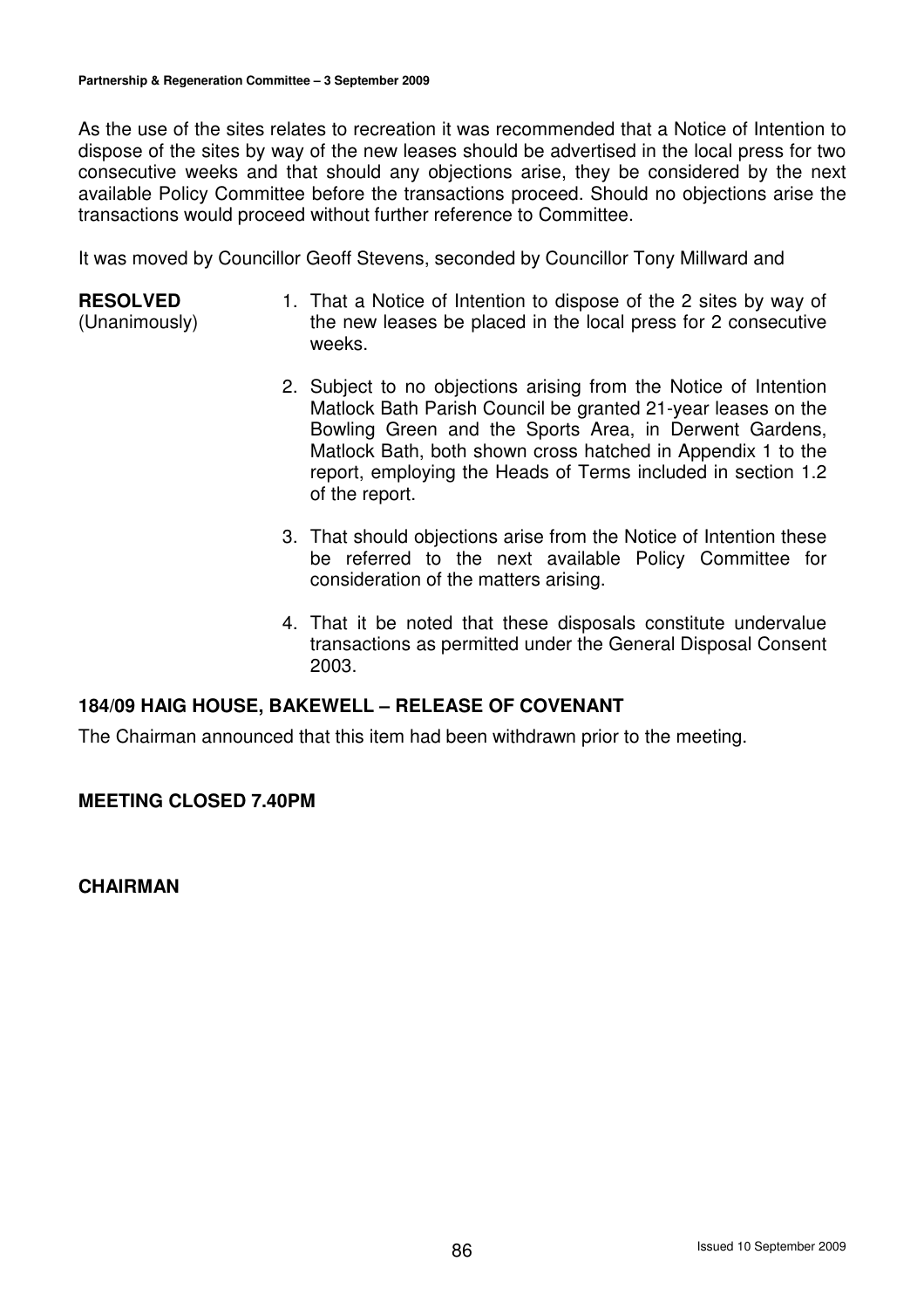As the use of the sites relates to recreation it was recommended that a Notice of Intention to dispose of the sites by way of the new leases should be advertised in the local press for two consecutive weeks and that should any objections arise, they be considered by the next available Policy Committee before the transactions proceed. Should no objections arise the transactions would proceed without further reference to Committee.

It was moved by Councillor Geoff Stevens, seconded by Councillor Tony Millward and

**RESOLVED**
(Unanimously)

1. That a Notice of Intention to dispose of the 2 sites by way of the new leases be placed in the local press for 2 consecutive weeks.

2. Subject to no objections arising from the Notice of Intention Matlock Bath Parish Council be granted 21-year leases on the Bowling Green and the Sports Area, in Derwent Gardens, Matlock Bath, both shown cross hatched in Appendix 1 to the report, employing the Heads of Terms included in section 1.2 of the report.

3. That should objections arise from the Notice of Intention these be referred to the next available Policy Committee for consideration of the matters arising.

4. That it be noted that these disposals constitute undervalue transactions as permitted under the General Disposal Consent 2003.

## 184/09 HAIG HOUSE, BAKEWELL – RELEASE OF COVENANT

The Chairman announced that this item had been withdrawn prior to the meeting.

**MEETING CLOSED 7.40PM**

**CHAIRMAN**

Issued 10 September 2009